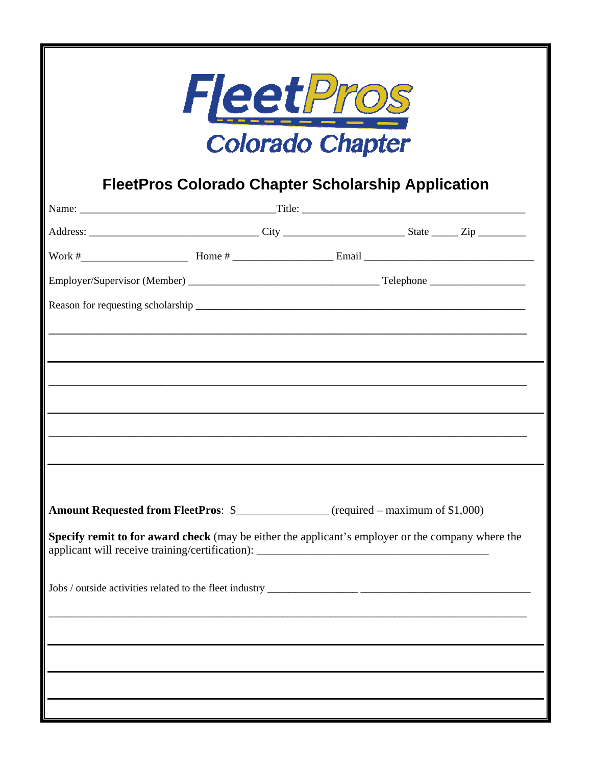# FleetPros Colorado Chapter

## FleetPros Colorado Chapter Scholarship Application

Name: ____________________________________Title: __________________________________________

Address: ________________________________ City ______________________ State _____ Zip _________

Work #____________________ Home # __________________ Email ________________________________

Employer/Supervisor (Member) ____________________________________ Telephone __________________

Reason for requesting scholarship ______________________________________________________________

____________________________________________________________________________________

____________________________________________________________________________________

____________________________________________________________________________________

____________________________________________________________________________________

____________________________________________________________________________________

____________________________________________________________________________________

**Amount Requested from FleetPros**: $________________ (required – maximum of $1,000)

**Specify remit to for award check** (may be either the applicant's employer or the company where the applicant will receive training/certification): ________________________________________

Jobs / outside activities related to the fleet industry ________________ ________________________________

____________________________________________________________________________________

____________________________________________________________________________________

____________________________________________________________________________________

____________________________________________________________________________________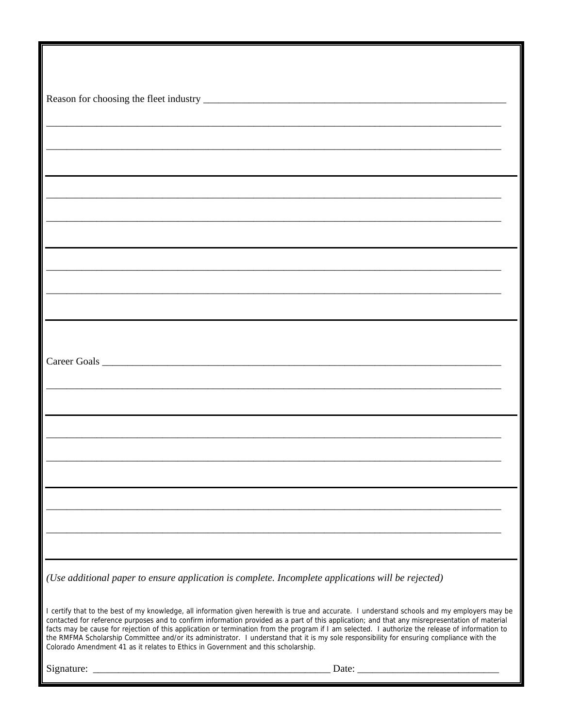Reason for choosing the fleet industry ______________________________________________________________

_____________________________________________________________________________________

_____________________________________________________________________________________

_____________________________________________________________________________________

_____________________________________________________________________________________

_____________________________________________________________________________________

_____________________________________________________________________________________

Career Goals ______________________________________________________________________________

_____________________________________________________________________________________

_____________________________________________________________________________________

_____________________________________________________________________________________

_____________________________________________________________________________________

_____________________________________________________________________________________

*(Use additional paper to ensure application is complete. Incomplete applications will be rejected)*

I certify that to the best of my knowledge, all information given herewith is true and accurate. I understand schools and my employers may be contacted for reference purposes and to confirm information provided as a part of this application; and that any misrepresentation of material facts may be cause for rejection of this application or termination from the program if I am selected. I authorize the release of information to the RMFMA Scholarship Committee and/or its administrator. I understand that it is my sole responsibility for ensuring compliance with the Colorado Amendment 41 as it relates to Ethics in Government and this scholarship.

Signature: _______________________________________________ Date: ____________________________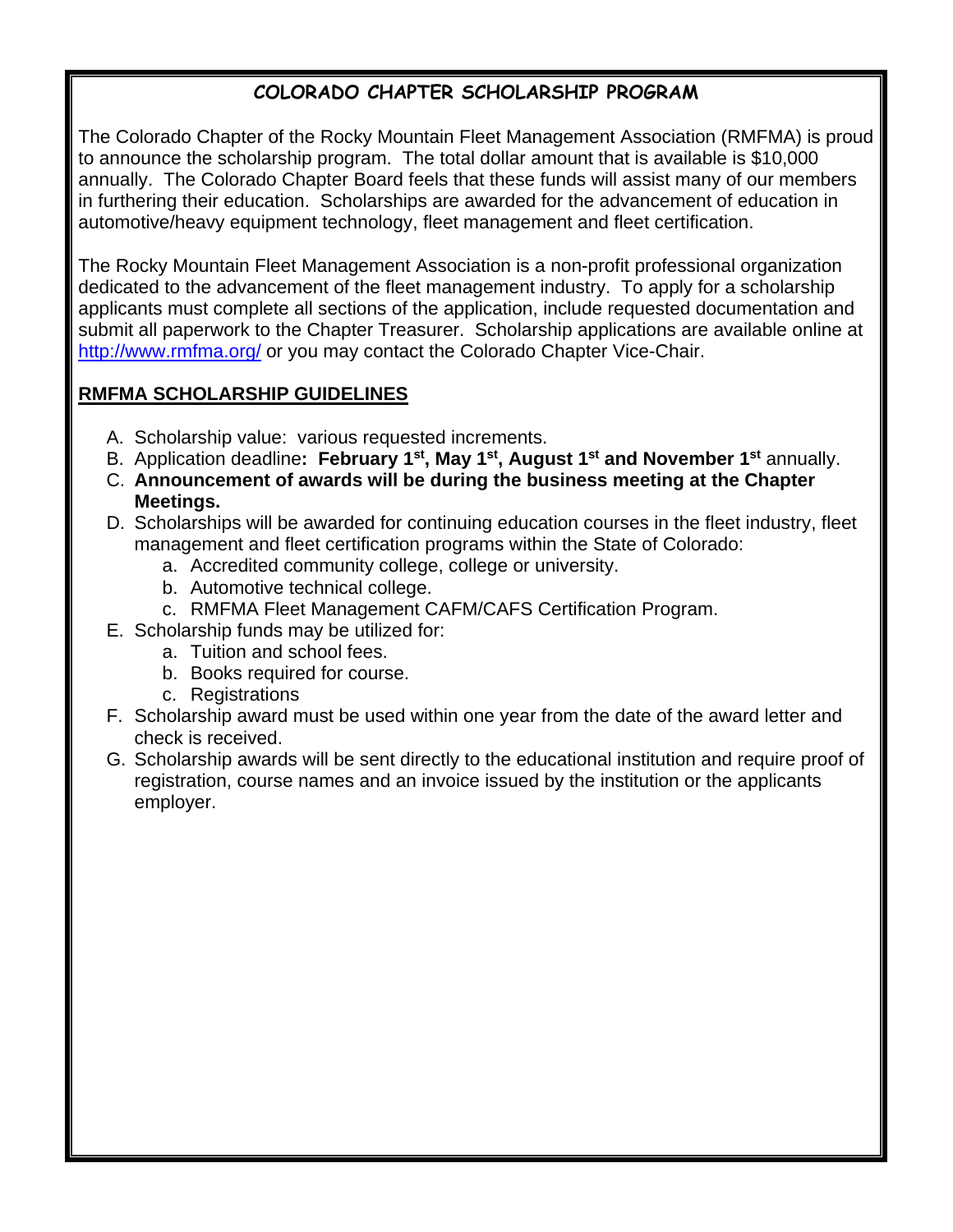# COLORADO CHAPTER SCHOLARSHIP PROGRAM

The Colorado Chapter of the Rocky Mountain Fleet Management Association (RMFMA) is proud to announce the scholarship program. The total dollar amount that is available is $10,000 annually. The Colorado Chapter Board feels that these funds will assist many of our members in furthering their education. Scholarships are awarded for the advancement of education in automotive/heavy equipment technology, fleet management and fleet certification.

The Rocky Mountain Fleet Management Association is a non-profit professional organization dedicated to the advancement of the fleet management industry. To apply for a scholarship applicants must complete all sections of the application, include requested documentation and submit all paperwork to the Chapter Treasurer. Scholarship applications are available online at [http://www.rmfma.org/](http://www.rmfma.org/) or you may contact the Colorado Chapter Vice-Chair.

## RMFMA SCHOLARSHIP GUIDELINES

A. Scholarship value: various requested increments.
B. Application deadline**: February 1st, May 1st, August 1st and November 1st** annually.
C. **Announcement of awards will be during the business meeting at the Chapter Meetings.**
D. Scholarships will be awarded for continuing education courses in the fleet industry, fleet management and fleet certification programs within the State of Colorado:
   a. Accredited community college, college or university.
   b. Automotive technical college.
   c. RMFMA Fleet Management CAFM/CAFS Certification Program.
E. Scholarship funds may be utilized for:
   a. Tuition and school fees.
   b. Books required for course.
   c. Registrations
F. Scholarship award must be used within one year from the date of the award letter and check is received.
G. Scholarship awards will be sent directly to the educational institution and require proof of registration, course names and an invoice issued by the institution or the applicants employer.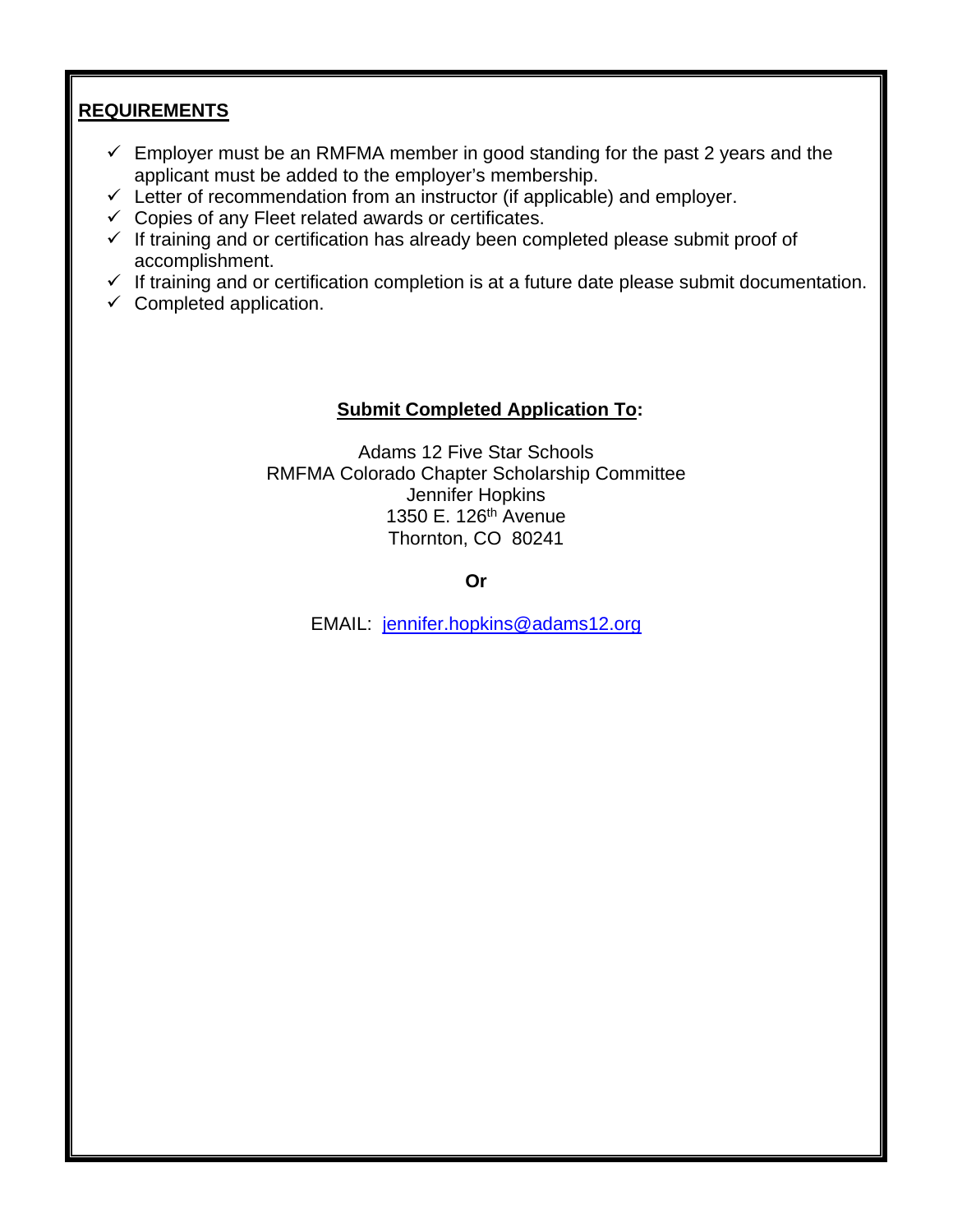## REQUIREMENTS

- ✓ Employer must be an RMFMA member in good standing for the past 2 years and the applicant must be added to the employer's membership.
- ✓ Letter of recommendation from an instructor (if applicable) and employer.
- ✓ Copies of any Fleet related awards or certificates.
- ✓ If training and or certification has already been completed please submit proof of accomplishment.
- ✓ If training and or certification completion is at a future date please submit documentation.
- ✓ Completed application.

**Submit Completed Application To:**

Adams 12 Five Star Schools
RMFMA Colorado Chapter Scholarship Committee
Jennifer Hopkins
1350 E. 126th Avenue
Thornton, CO 80241

**Or**

EMAIL: jennifer.hopkins@adams12.org